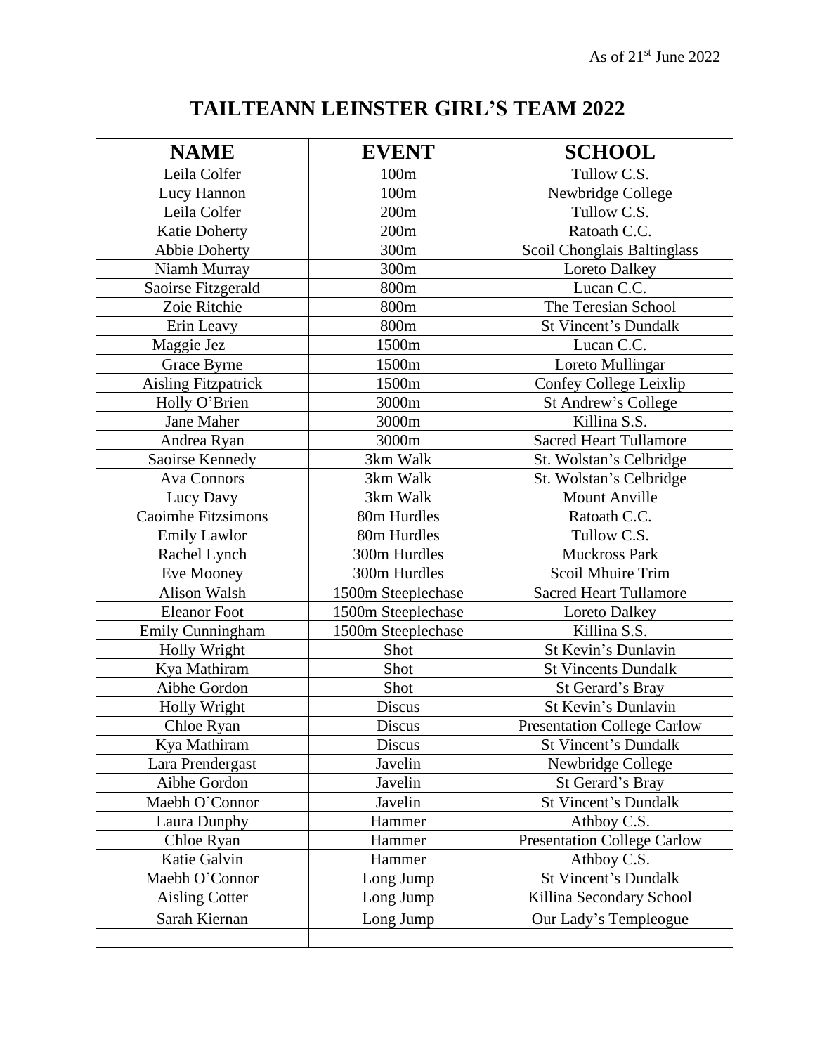As of 21st June 2022

# TAILTEANN LEINSTER GIRL'S TEAM 2022

| NAME | EVENT | SCHOOL |
|---|---|---|
| Leila Colfer | 100m | Tullow C.S. |
| Lucy Hannon | 100m | Newbridge College |
| Leila Colfer | 200m | Tullow C.S. |
| Katie Doherty | 200m | Ratoath C.C. |
| Abbie Doherty | 300m | Scoil Chonglais Baltinglass |
| Niamh Murray | 300m | Loreto Dalkey |
| Saoirse Fitzgerald | 800m | Lucan C.C. |
| Zoie Ritchie | 800m | The Teresian School |
| Erin Leavy | 800m | St Vincent's Dundalk |
| Maggie Jez | 1500m | Lucan C.C. |
| Grace Byrne | 1500m | Loreto Mullingar |
| Aisling Fitzpatrick | 1500m | Confey College Leixlip |
| Holly O'Brien | 3000m | St Andrew's College |
| Jane Maher | 3000m | Killina S.S. |
| Andrea Ryan | 3000m | Sacred Heart Tullamore |
| Saoirse Kennedy | 3km Walk | St. Wolstan's Celbridge |
| Ava Connors | 3km Walk | St. Wolstan's Celbridge |
| Lucy Davy | 3km Walk | Mount Anville |
| Caoimhe Fitzsimons | 80m Hurdles | Ratoath C.C. |
| Emily Lawlor | 80m Hurdles | Tullow C.S. |
| Rachel Lynch | 300m Hurdles | Muckross Park |
| Eve Mooney | 300m Hurdles | Scoil Mhuire Trim |
| Alison Walsh | 1500m Steeplechase | Sacred Heart Tullamore |
| Eleanor Foot | 1500m Steeplechase | Loreto Dalkey |
| Emily Cunningham | 1500m Steeplechase | Killina S.S. |
| Holly Wright | Shot | St Kevin's Dunlavin |
| Kya Mathiram | Shot | St Vincents Dundalk |
| Aibhe Gordon | Shot | St Gerard's Bray |
| Holly Wright | Discus | St Kevin's Dunlavin |
| Chloe Ryan | Discus | Presentation College Carlow |
| Kya Mathiram | Discus | St Vincent's Dundalk |
| Lara Prendergast | Javelin | Newbridge College |
| Aibhe Gordon | Javelin | St Gerard's Bray |
| Maebh O'Connor | Javelin | St Vincent's Dundalk |
| Laura Dunphy | Hammer | Athboy C.S. |
| Chloe Ryan | Hammer | Presentation College Carlow |
| Katie Galvin | Hammer | Athboy C.S. |
| Maebh O'Connor | Long Jump | St Vincent's Dundalk |
| Aisling Cotter | Long Jump | Killina Secondary School |
| Sarah Kiernan | Long Jump | Our Lady's Templeogue |
| | | |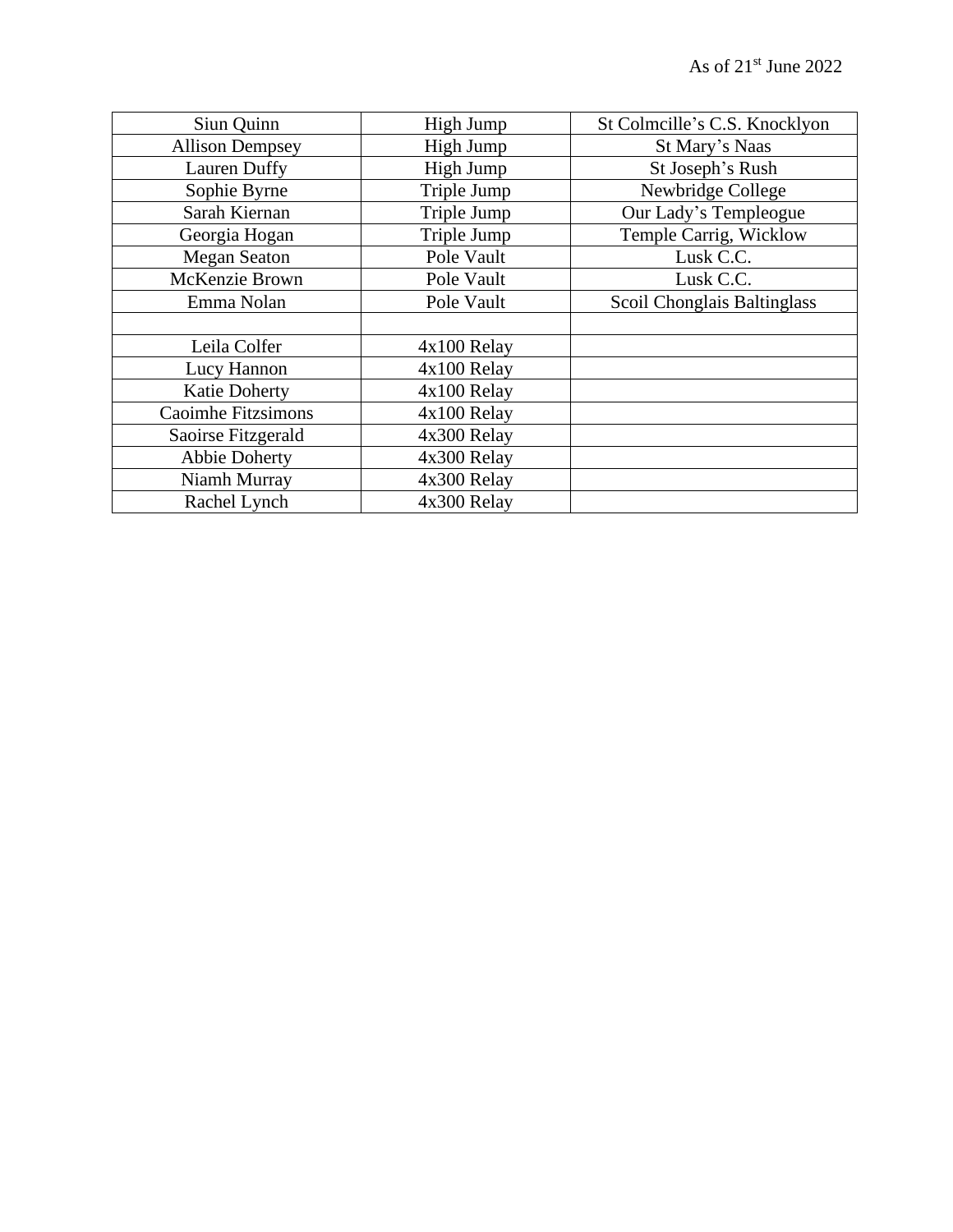As of 21st June 2022

| | | |
|---|---|---|
| Siun Quinn | High Jump | St Colmcille's C.S. Knocklyon |
| Allison Dempsey | High Jump | St Mary's Naas |
| Lauren Duffy | High Jump | St Joseph's Rush |
| Sophie Byrne | Triple Jump | Newbridge College |
| Sarah Kiernan | Triple Jump | Our Lady's Templeogue |
| Georgia Hogan | Triple Jump | Temple Carrig, Wicklow |
| Megan Seaton | Pole Vault | Lusk C.C. |
| McKenzie Brown | Pole Vault | Lusk C.C. |
| Emma Nolan | Pole Vault | Scoil Chonglais Baltinglass |
| | | |
| Leila Colfer | 4x100 Relay | |
| Lucy Hannon | 4x100 Relay | |
| Katie Doherty | 4x100 Relay | |
| Caoimhe Fitzsimons | 4x100 Relay | |
| Saoirse Fitzgerald | 4x300 Relay | |
| Abbie Doherty | 4x300 Relay | |
| Niamh Murray | 4x300 Relay | |
| Rachel Lynch | 4x300 Relay | |